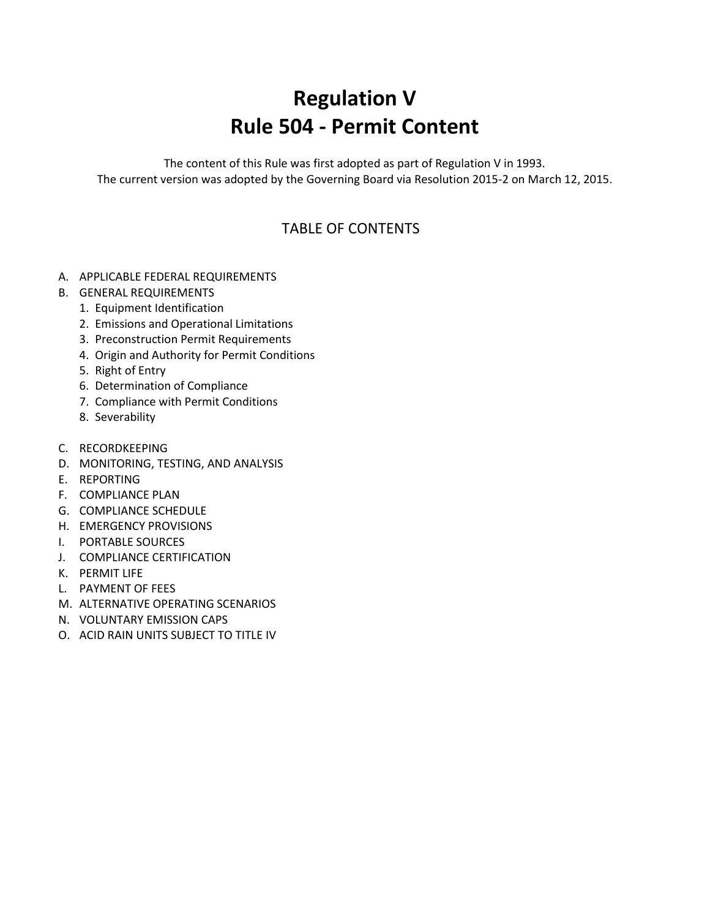# Regulation V
# Rule 504 - Permit Content

The content of this Rule was first adopted as part of Regulation V in 1993.
The current version was adopted by the Governing Board via Resolution 2015-2 on March 12, 2015.

## TABLE OF CONTENTS

A. APPLICABLE FEDERAL REQUIREMENTS
B. GENERAL REQUIREMENTS
   1. Equipment Identification
   2. Emissions and Operational Limitations
   3. Preconstruction Permit Requirements
   4. Origin and Authority for Permit Conditions
   5. Right of Entry
   6. Determination of Compliance
   7. Compliance with Permit Conditions
   8. Severability

C. RECORDKEEPING
D. MONITORING, TESTING, AND ANALYSIS
E. REPORTING
F. COMPLIANCE PLAN
G. COMPLIANCE SCHEDULE
H. EMERGENCY PROVISIONS
I. PORTABLE SOURCES
J. COMPLIANCE CERTIFICATION
K. PERMIT LIFE
L. PAYMENT OF FEES
M. ALTERNATIVE OPERATING SCENARIOS
N. VOLUNTARY EMISSION CAPS
O. ACID RAIN UNITS SUBJECT TO TITLE IV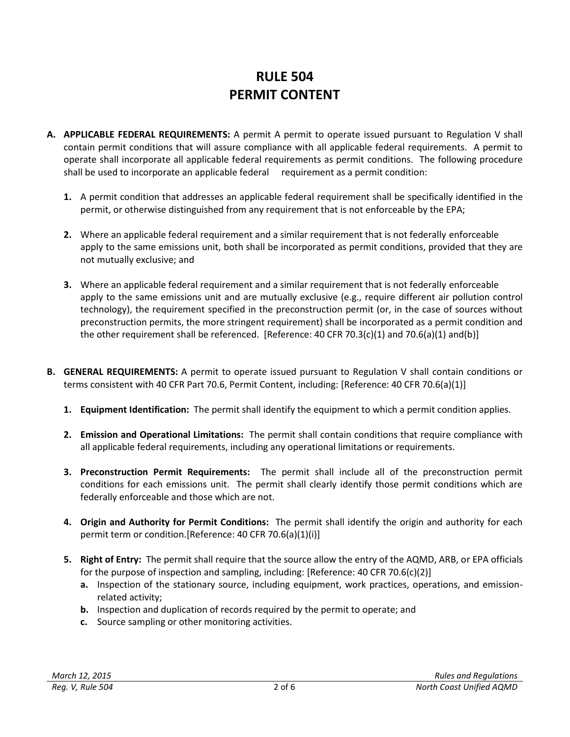# RULE 504
# PERMIT CONTENT

**A. APPLICABLE FEDERAL REQUIREMENTS:** A permit A permit to operate issued pursuant to Regulation V shall contain permit conditions that will assure compliance with all applicable federal requirements. A permit to operate shall incorporate all applicable federal requirements as permit conditions. The following procedure shall be used to incorporate an applicable federal requirement as a permit condition:

1. A permit condition that addresses an applicable federal requirement shall be specifically identified in the permit, or otherwise distinguished from any requirement that is not enforceable by the EPA;

2. Where an applicable federal requirement and a similar requirement that is not federally enforceable apply to the same emissions unit, both shall be incorporated as permit conditions, provided that they are not mutually exclusive; and

3. Where an applicable federal requirement and a similar requirement that is not federally enforceable apply to the same emissions unit and are mutually exclusive (e.g., require different air pollution control technology), the requirement specified in the preconstruction permit (or, in the case of sources without preconstruction permits, the more stringent requirement) shall be incorporated as a permit condition and the other requirement shall be referenced. [Reference: 40 CFR 70.3(c)(1) and 70.6(a)(1) and(b)]

**B. GENERAL REQUIREMENTS:** A permit to operate issued pursuant to Regulation V shall contain conditions or terms consistent with 40 CFR Part 70.6, Permit Content, including: [Reference: 40 CFR 70.6(a)(1)]

1. **Equipment Identification:** The permit shall identify the equipment to which a permit condition applies.

2. **Emission and Operational Limitations:** The permit shall contain conditions that require compliance with all applicable federal requirements, including any operational limitations or requirements.

3. **Preconstruction Permit Requirements:** The permit shall include all of the preconstruction permit conditions for each emissions unit. The permit shall clearly identify those permit conditions which are federally enforceable and those which are not.

4. **Origin and Authority for Permit Conditions:** The permit shall identify the origin and authority for each permit term or condition.[Reference: 40 CFR 70.6(a)(1)(i)]

5. **Right of Entry:** The permit shall require that the source allow the entry of the AQMD, ARB, or EPA officials for the purpose of inspection and sampling, including: [Reference: 40 CFR 70.6(c)(2)]
   - **a.** Inspection of the stationary source, including equipment, work practices, operations, and emission-related activity;
   - **b.** Inspection and duplication of records required by the permit to operate; and
   - **c.** Source sampling or other monitoring activities.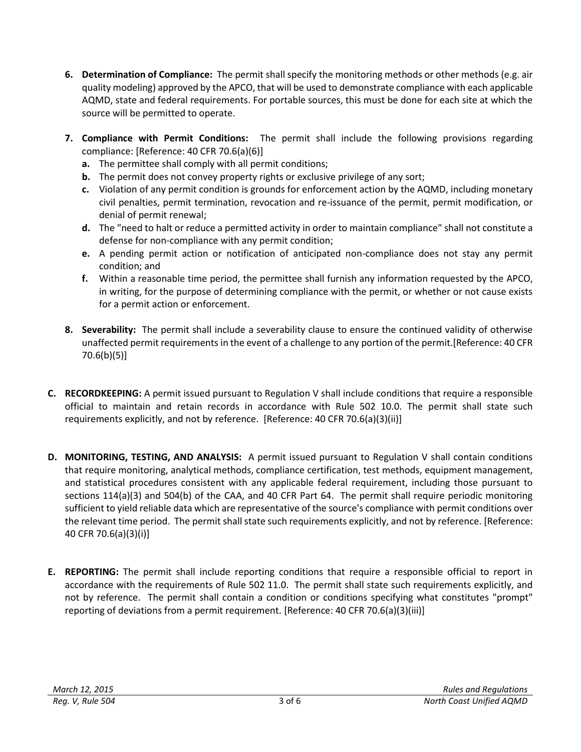6. **Determination of Compliance:** The permit shall specify the monitoring methods or other methods (e.g. air quality modeling) approved by the APCO, that will be used to demonstrate compliance with each applicable AQMD, state and federal requirements. For portable sources, this must be done for each site at which the source will be permitted to operate.

7. **Compliance with Permit Conditions:** The permit shall include the following provisions regarding compliance: [Reference: 40 CFR 70.6(a)(6)]
   a. The permittee shall comply with all permit conditions;
   b. The permit does not convey property rights or exclusive privilege of any sort;
   c. Violation of any permit condition is grounds for enforcement action by the AQMD, including monetary civil penalties, permit termination, revocation and re-issuance of the permit, permit modification, or denial of permit renewal;
   d. The "need to halt or reduce a permitted activity in order to maintain compliance" shall not constitute a defense for non-compliance with any permit condition;
   e. A pending permit action or notification of anticipated non-compliance does not stay any permit condition; and
   f. Within a reasonable time period, the permittee shall furnish any information requested by the APCO, in writing, for the purpose of determining compliance with the permit, or whether or not cause exists for a permit action or enforcement.

8. **Severability:** The permit shall include a severability clause to ensure the continued validity of otherwise unaffected permit requirements in the event of a challenge to any portion of the permit.[Reference: 40 CFR 70.6(b)(5)]

**C. RECORDKEEPING:** A permit issued pursuant to Regulation V shall include conditions that require a responsible official to maintain and retain records in accordance with Rule 502 10.0. The permit shall state such requirements explicitly, and not by reference. [Reference: 40 CFR 70.6(a)(3)(ii)]

**D. MONITORING, TESTING, AND ANALYSIS:** A permit issued pursuant to Regulation V shall contain conditions that require monitoring, analytical methods, compliance certification, test methods, equipment management, and statistical procedures consistent with any applicable federal requirement, including those pursuant to sections 114(a)(3) and 504(b) of the CAA, and 40 CFR Part 64. The permit shall require periodic monitoring sufficient to yield reliable data which are representative of the source's compliance with permit conditions over the relevant time period. The permit shall state such requirements explicitly, and not by reference. [Reference: 40 CFR 70.6(a)(3)(i)]

**E. REPORTING:** The permit shall include reporting conditions that require a responsible official to report in accordance with the requirements of Rule 502 11.0. The permit shall state such requirements explicitly, and not by reference. The permit shall contain a condition or conditions specifying what constitutes "prompt" reporting of deviations from a permit requirement. [Reference: 40 CFR 70.6(a)(3)(iii)]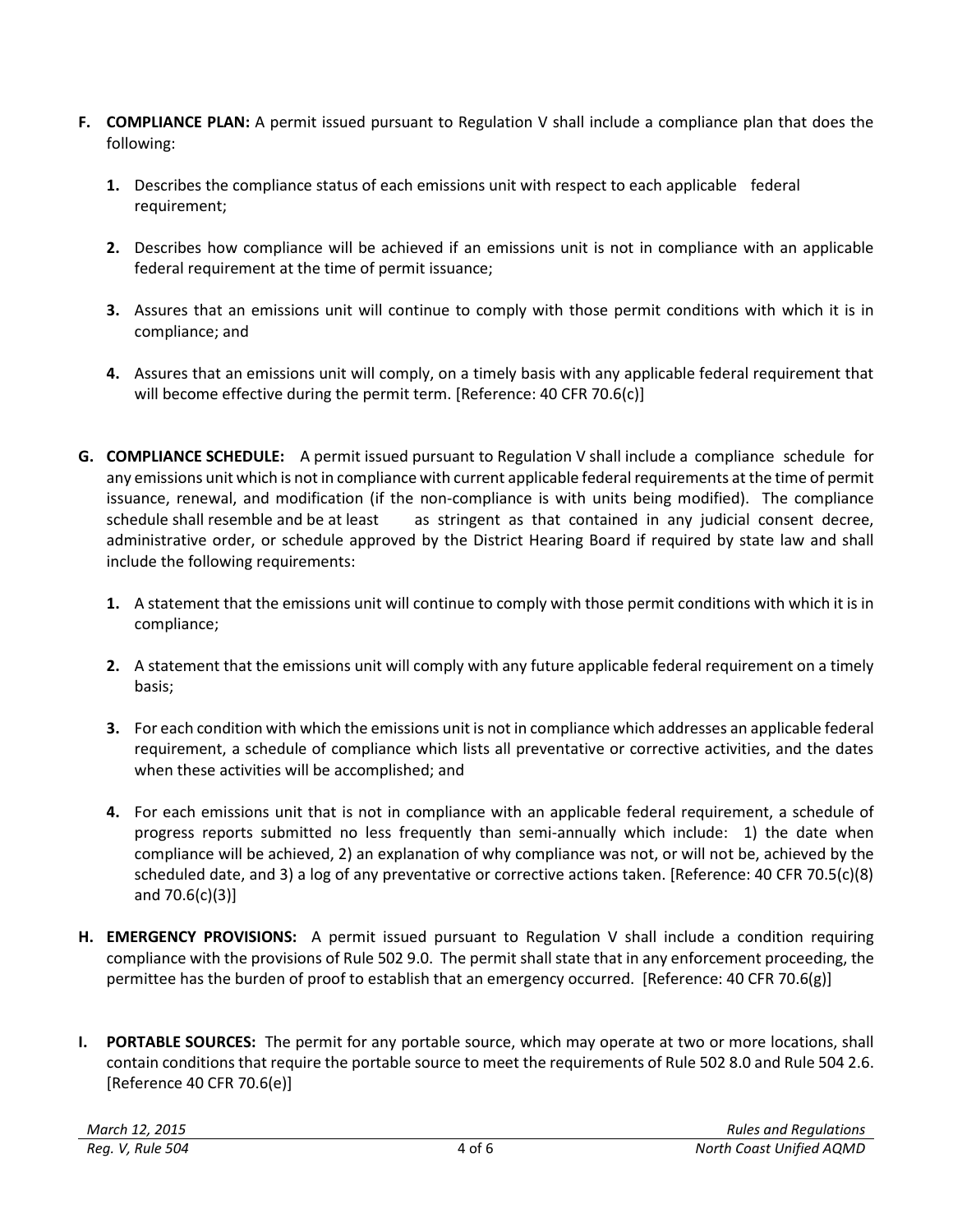**F. COMPLIANCE PLAN:** A permit issued pursuant to Regulation V shall include a compliance plan that does the following:

1. Describes the compliance status of each emissions unit with respect to each applicable federal requirement;

2. Describes how compliance will be achieved if an emissions unit is not in compliance with an applicable federal requirement at the time of permit issuance;

3. Assures that an emissions unit will continue to comply with those permit conditions with which it is in compliance; and

4. Assures that an emissions unit will comply, on a timely basis with any applicable federal requirement that will become effective during the permit term. [Reference: 40 CFR 70.6(c)]

**G. COMPLIANCE SCHEDULE:** A permit issued pursuant to Regulation V shall include a compliance schedule for any emissions unit which is not in compliance with current applicable federal requirements at the time of permit issuance, renewal, and modification (if the non-compliance is with units being modified). The compliance schedule shall resemble and be at least as stringent as that contained in any judicial consent decree, administrative order, or schedule approved by the District Hearing Board if required by state law and shall include the following requirements:

1. A statement that the emissions unit will continue to comply with those permit conditions with which it is in compliance;

2. A statement that the emissions unit will comply with any future applicable federal requirement on a timely basis;

3. For each condition with which the emissions unit is not in compliance which addresses an applicable federal requirement, a schedule of compliance which lists all preventative or corrective activities, and the dates when these activities will be accomplished; and

4. For each emissions unit that is not in compliance with an applicable federal requirement, a schedule of progress reports submitted no less frequently than semi-annually which include: 1) the date when compliance will be achieved, 2) an explanation of why compliance was not, or will not be, achieved by the scheduled date, and 3) a log of any preventative or corrective actions taken. [Reference: 40 CFR 70.5(c)(8) and 70.6(c)(3)]

**H. EMERGENCY PROVISIONS:** A permit issued pursuant to Regulation V shall include a condition requiring compliance with the provisions of Rule 502 9.0. The permit shall state that in any enforcement proceeding, the permittee has the burden of proof to establish that an emergency occurred. [Reference: 40 CFR 70.6(g)]

**I. PORTABLE SOURCES:** The permit for any portable source, which may operate at two or more locations, shall contain conditions that require the portable source to meet the requirements of Rule 502 8.0 and Rule 504 2.6. [Reference 40 CFR 70.6(e)]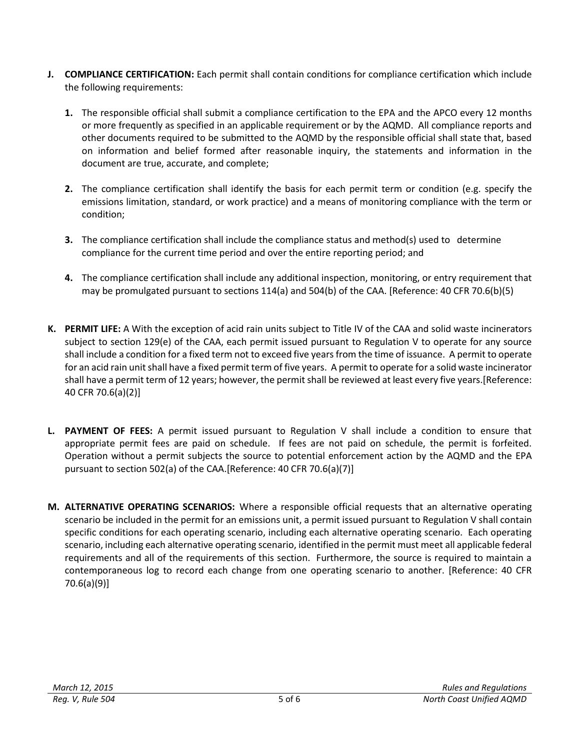**J. COMPLIANCE CERTIFICATION:** Each permit shall contain conditions for compliance certification which include the following requirements:

**1.** The responsible official shall submit a compliance certification to the EPA and the APCO every 12 months or more frequently as specified in an applicable requirement or by the AQMD. All compliance reports and other documents required to be submitted to the AQMD by the responsible official shall state that, based on information and belief formed after reasonable inquiry, the statements and information in the document are true, accurate, and complete;

**2.** The compliance certification shall identify the basis for each permit term or condition (e.g. specify the emissions limitation, standard, or work practice) and a means of monitoring compliance with the term or condition;

**3.** The compliance certification shall include the compliance status and method(s) used to determine compliance for the current time period and over the entire reporting period; and

**4.** The compliance certification shall include any additional inspection, monitoring, or entry requirement that may be promulgated pursuant to sections 114(a) and 504(b) of the CAA. [Reference: 40 CFR 70.6(b)(5)

**K. PERMIT LIFE:** A With the exception of acid rain units subject to Title IV of the CAA and solid waste incinerators subject to section 129(e) of the CAA, each permit issued pursuant to Regulation V to operate for any source shall include a condition for a fixed term not to exceed five years from the time of issuance. A permit to operate for an acid rain unit shall have a fixed permit term of five years. A permit to operate for a solid waste incinerator shall have a permit term of 12 years; however, the permit shall be reviewed at least every five years.[Reference: 40 CFR 70.6(a)(2)]

**L. PAYMENT OF FEES:** A permit issued pursuant to Regulation V shall include a condition to ensure that appropriate permit fees are paid on schedule. If fees are not paid on schedule, the permit is forfeited. Operation without a permit subjects the source to potential enforcement action by the AQMD and the EPA pursuant to section 502(a) of the CAA.[Reference: 40 CFR 70.6(a)(7)]

**M. ALTERNATIVE OPERATING SCENARIOS:** Where a responsible official requests that an alternative operating scenario be included in the permit for an emissions unit, a permit issued pursuant to Regulation V shall contain specific conditions for each operating scenario, including each alternative operating scenario. Each operating scenario, including each alternative operating scenario, identified in the permit must meet all applicable federal requirements and all of the requirements of this section. Furthermore, the source is required to maintain a contemporaneous log to record each change from one operating scenario to another. [Reference: 40 CFR 70.6(a)(9)]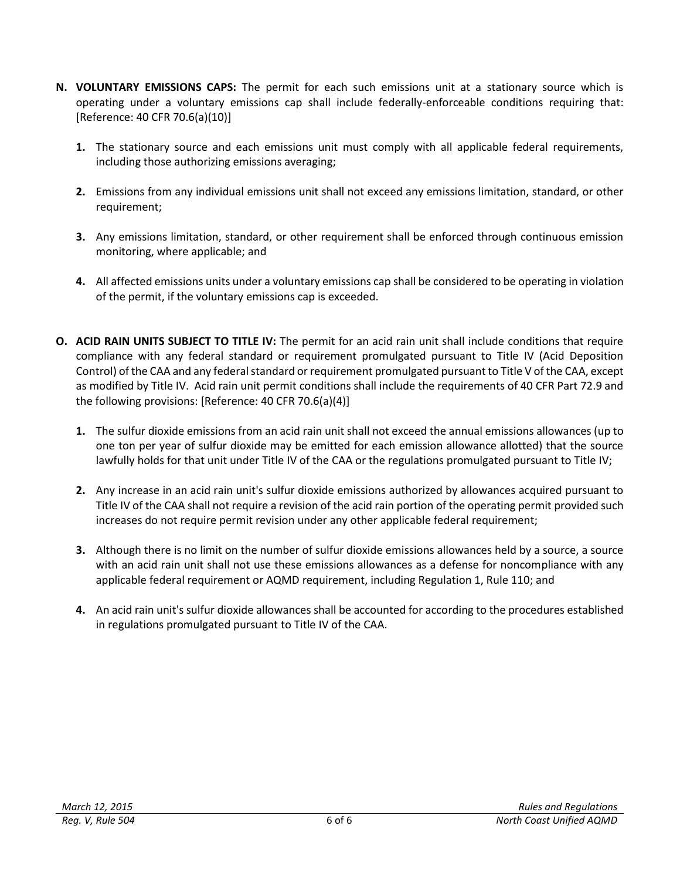**N. VOLUNTARY EMISSIONS CAPS:** The permit for each such emissions unit at a stationary source which is operating under a voluntary emissions cap shall include federally-enforceable conditions requiring that: [Reference: 40 CFR 70.6(a)(10)]

   **1.** The stationary source and each emissions unit must comply with all applicable federal requirements, including those authorizing emissions averaging;

   **2.** Emissions from any individual emissions unit shall not exceed any emissions limitation, standard, or other requirement;

   **3.** Any emissions limitation, standard, or other requirement shall be enforced through continuous emission monitoring, where applicable; and

   **4.** All affected emissions units under a voluntary emissions cap shall be considered to be operating in violation of the permit, if the voluntary emissions cap is exceeded.

**O. ACID RAIN UNITS SUBJECT TO TITLE IV:** The permit for an acid rain unit shall include conditions that require compliance with any federal standard or requirement promulgated pursuant to Title IV (Acid Deposition Control) of the CAA and any federal standard or requirement promulgated pursuant to Title V of the CAA, except as modified by Title IV. Acid rain unit permit conditions shall include the requirements of 40 CFR Part 72.9 and the following provisions: [Reference: 40 CFR 70.6(a)(4)]

   **1.** The sulfur dioxide emissions from an acid rain unit shall not exceed the annual emissions allowances (up to one ton per year of sulfur dioxide may be emitted for each emission allowance allotted) that the source lawfully holds for that unit under Title IV of the CAA or the regulations promulgated pursuant to Title IV;

   **2.** Any increase in an acid rain unit's sulfur dioxide emissions authorized by allowances acquired pursuant to Title IV of the CAA shall not require a revision of the acid rain portion of the operating permit provided such increases do not require permit revision under any other applicable federal requirement;

   **3.** Although there is no limit on the number of sulfur dioxide emissions allowances held by a source, a source with an acid rain unit shall not use these emissions allowances as a defense for noncompliance with any applicable federal requirement or AQMD requirement, including Regulation 1, Rule 110; and

   **4.** An acid rain unit's sulfur dioxide allowances shall be accounted for according to the procedures established in regulations promulgated pursuant to Title IV of the CAA.